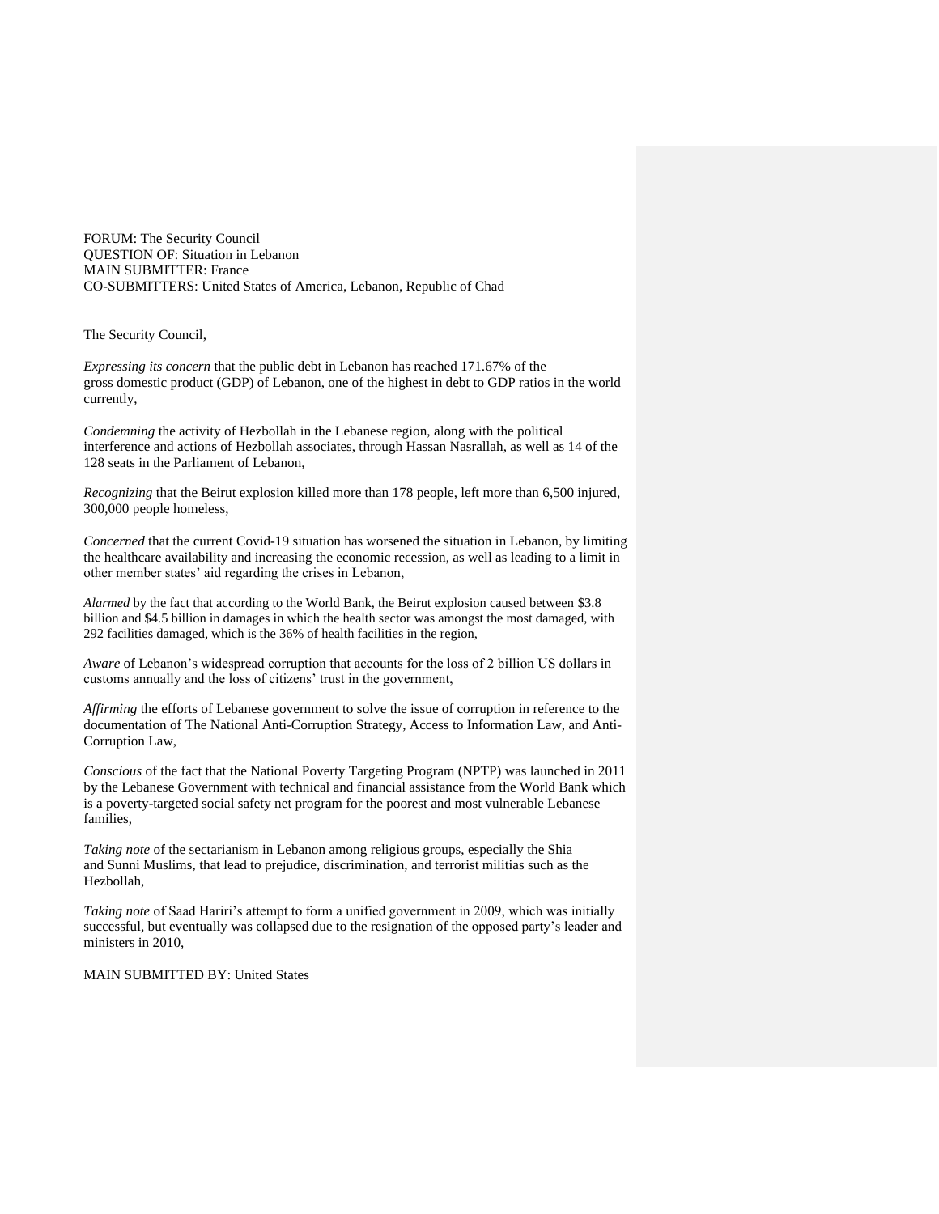FORUM: The Security Council
QUESTION OF: Situation in Lebanon
MAIN SUBMITTER: France
CO-SUBMITTERS: United States of America, Lebanon, Republic of Chad

The Security Council,

*Expressing its concern* that the public debt in Lebanon has reached 171.67% of the gross domestic product (GDP) of Lebanon, one of the highest in debt to GDP ratios in the world currently,

*Condemning* the activity of Hezbollah in the Lebanese region, along with the political interference and actions of Hezbollah associates, through Hassan Nasrallah, as well as 14 of the 128 seats in the Parliament of Lebanon,

*Recognizing* that the Beirut explosion killed more than 178 people, left more than 6,500 injured, 300,000 people homeless,

*Concerned* that the current Covid-19 situation has worsened the situation in Lebanon, by limiting the healthcare availability and increasing the economic recession, as well as leading to a limit in other member states' aid regarding the crises in Lebanon,

*Alarmed* by the fact that according to the World Bank, the Beirut explosion caused between $3.8 billion and $4.5 billion in damages in which the health sector was amongst the most damaged, with 292 facilities damaged, which is the 36% of health facilities in the region,

*Aware* of Lebanon's widespread corruption that accounts for the loss of 2 billion US dollars in customs annually and the loss of citizens' trust in the government,

*Affirming* the efforts of Lebanese government to solve the issue of corruption in reference to the documentation of The National Anti-Corruption Strategy, Access to Information Law, and Anti-Corruption Law,

*Conscious* of the fact that the National Poverty Targeting Program (NPTP) was launched in 2011 by the Lebanese Government with technical and financial assistance from the World Bank which is a poverty-targeted social safety net program for the poorest and most vulnerable Lebanese families,

*Taking note* of the sectarianism in Lebanon among religious groups, especially the Shia and Sunni Muslims, that lead to prejudice, discrimination, and terrorist militias such as the Hezbollah,

*Taking note* of Saad Hariri's attempt to form a unified government in 2009, which was initially successful, but eventually was collapsed due to the resignation of the opposed party's leader and ministers in 2010,

MAIN SUBMITTED BY: United States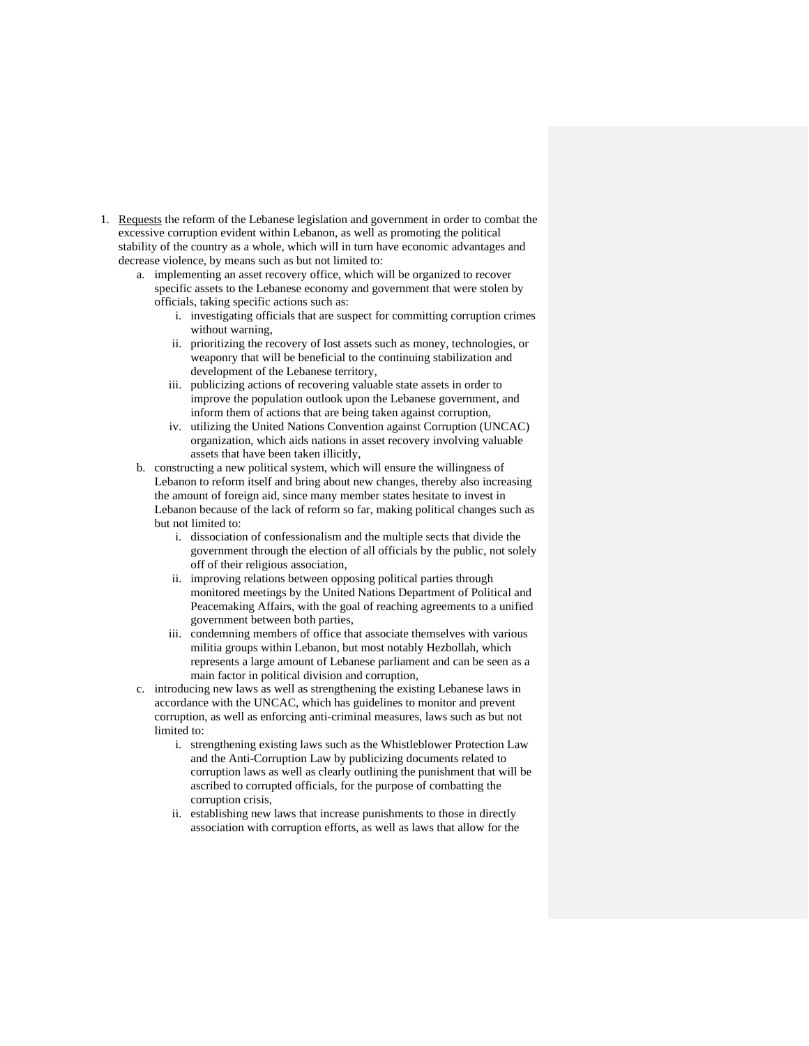1. <u>Requests</u> the reform of the Lebanese legislation and government in order to combat the excessive corruption evident within Lebanon, as well as promoting the political stability of the country as a whole, which will in turn have economic advantages and decrease violence, by means such as but not limited to:
    a. implementing an asset recovery office, which will be organized to recover specific assets to the Lebanese economy and government that were stolen by officials, taking specific actions such as:
        i. investigating officials that are suspect for committing corruption crimes without warning,
        ii. prioritizing the recovery of lost assets such as money, technologies, or weaponry that will be beneficial to the continuing stabilization and development of the Lebanese territory,
        iii. publicizing actions of recovering valuable state assets in order to improve the population outlook upon the Lebanese government, and inform them of actions that are being taken against corruption,
        iv. utilizing the United Nations Convention against Corruption (UNCAC) organization, which aids nations in asset recovery involving valuable assets that have been taken illicitly,
    b. constructing a new political system, which will ensure the willingness of Lebanon to reform itself and bring about new changes, thereby also increasing the amount of foreign aid, since many member states hesitate to invest in Lebanon because of the lack of reform so far, making political changes such as but not limited to:
        i. dissociation of confessionalism and the multiple sects that divide the government through the election of all officials by the public, not solely off of their religious association,
        ii. improving relations between opposing political parties through monitored meetings by the United Nations Department of Political and Peacemaking Affairs, with the goal of reaching agreements to a unified government between both parties,
        iii. condemning members of office that associate themselves with various militia groups within Lebanon, but most notably Hezbollah, which represents a large amount of Lebanese parliament and can be seen as a main factor in political division and corruption,
    c. introducing new laws as well as strengthening the existing Lebanese laws in accordance with the UNCAC, which has guidelines to monitor and prevent corruption, as well as enforcing anti-criminal measures, laws such as but not limited to:
        i. strengthening existing laws such as the Whistleblower Protection Law and the Anti-Corruption Law by publicizing documents related to corruption laws as well as clearly outlining the punishment that will be ascribed to corrupted officials, for the purpose of combatting the corruption crisis,
        ii. establishing new laws that increase punishments to those in directly association with corruption efforts, as well as laws that allow for the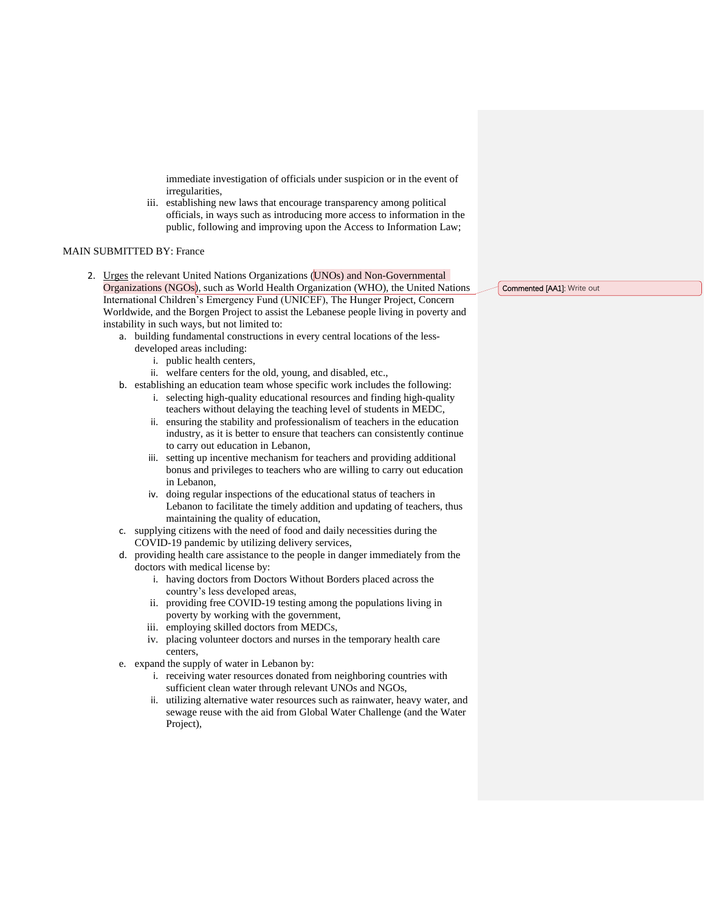immediate investigation of officials under suspicion or in the event of irregularities,

iii. establishing new laws that encourage transparency among political officials, in ways such as introducing more access to information in the public, following and improving upon the Access to Information Law;

MAIN SUBMITTED BY: France

2. Urges the relevant United Nations Organizations (UNOs) and Non-Governmental Organizations (NGOs), such as World Health Organization (WHO), the United Nations International Children's Emergency Fund (UNICEF), The Hunger Project, Concern Worldwide, and the Borgen Project to assist the Lebanese people living in poverty and instability in such ways, but not limited to:
   a. building fundamental constructions in every central locations of the less-developed areas including:
      i. public health centers,
      ii. welfare centers for the old, young, and disabled, etc.,
   b. establishing an education team whose specific work includes the following:
      i. selecting high-quality educational resources and finding high-quality teachers without delaying the teaching level of students in MEDC,
      ii. ensuring the stability and professionalism of teachers in the education industry, as it is better to ensure that teachers can consistently continue to carry out education in Lebanon,
      iii. setting up incentive mechanism for teachers and providing additional bonus and privileges to teachers who are willing to carry out education in Lebanon,
      iv. doing regular inspections of the educational status of teachers in Lebanon to facilitate the timely addition and updating of teachers, thus maintaining the quality of education,
   c. supplying citizens with the need of food and daily necessities during the COVID-19 pandemic by utilizing delivery services,
   d. providing health care assistance to the people in danger immediately from the doctors with medical license by:
      i. having doctors from Doctors Without Borders placed across the country's less developed areas,
      ii. providing free COVID-19 testing among the populations living in poverty by working with the government,
      iii. employing skilled doctors from MEDCs,
      iv. placing volunteer doctors and nurses in the temporary health care centers,
   e. expand the supply of water in Lebanon by:
      i. receiving water resources donated from neighboring countries with sufficient clean water through relevant UNOs and NGOs,
      ii. utilizing alternative water resources such as rainwater, heavy water, and sewage reuse with the aid from Global Water Challenge (and the Water Project),

Commented [AA1]: Write out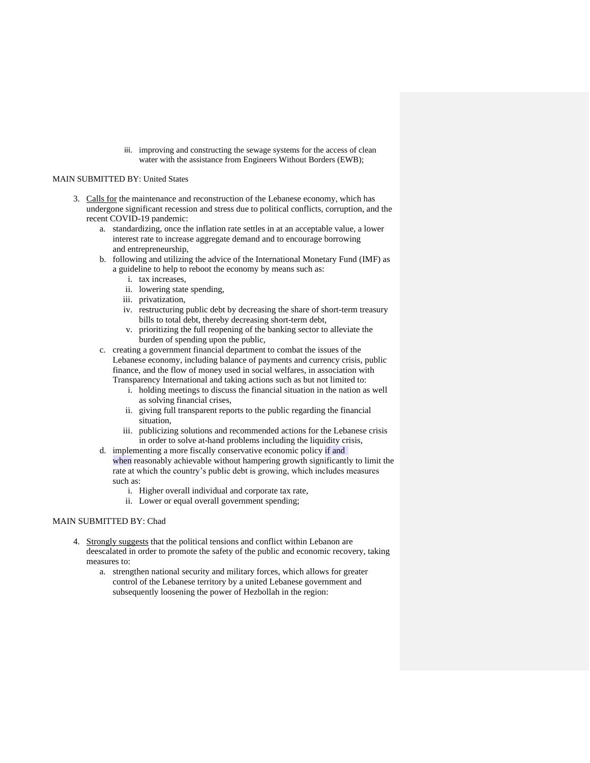iii. improving and constructing the sewage systems for the access of clean water with the assistance from Engineers Without Borders (EWB);

MAIN SUBMITTED BY: United States

3. <u>Calls for</u> the maintenance and reconstruction of the Lebanese economy, which has undergone significant recession and stress due to political conflicts, corruption, and the recent COVID-19 pandemic:
    a. standardizing, once the inflation rate settles in at an acceptable value, a lower interest rate to increase aggregate demand and to encourage borrowing and entrepreneurship,
    b. following and utilizing the advice of the International Monetary Fund (IMF) as a guideline to help to reboot the economy by means such as:
        i. tax increases,
        ii. lowering state spending,
        iii. privatization,
        iv. restructuring public debt by decreasing the share of short-term treasury bills to total debt, thereby decreasing short-term debt,
        v. prioritizing the full reopening of the banking sector to alleviate the burden of spending upon the public,
    c. creating a government financial department to combat the issues of the Lebanese economy, including balance of payments and currency crisis, public finance, and the flow of money used in social welfares, in association with Transparency International and taking actions such as but not limited to:
        i. holding meetings to discuss the financial situation in the nation as well as solving financial crises,
        ii. giving full transparent reports to the public regarding the financial situation,
        iii. publicizing solutions and recommended actions for the Lebanese crisis in order to solve at-hand problems including the liquidity crisis,
    d. implementing a more fiscally conservative economic policy if and when reasonably achievable without hampering growth significantly to limit the rate at which the country's public debt is growing, which includes measures such as:
        i. Higher overall individual and corporate tax rate,
        ii. Lower or equal overall government spending;

MAIN SUBMITTED BY: Chad

4. <u>Strongly suggests</u> that the political tensions and conflict within Lebanon are deescalated in order to promote the safety of the public and economic recovery, taking measures to:
    a. strengthen national security and military forces, which allows for greater control of the Lebanese territory by a united Lebanese government and subsequently loosening the power of Hezbollah in the region: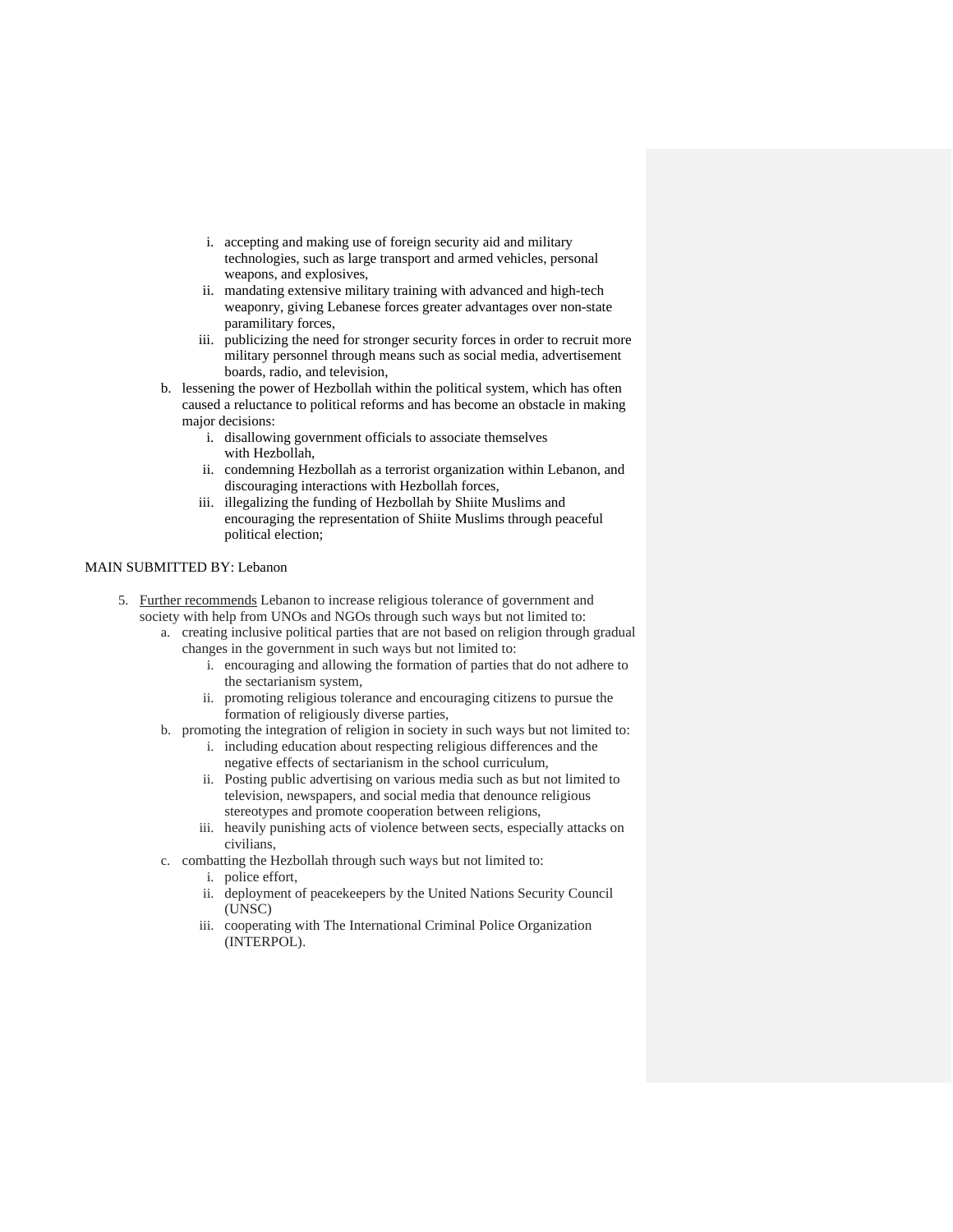i. accepting and making use of foreign security aid and military technologies, such as large transport and armed vehicles, personal weapons, and explosives,
      ii. mandating extensive military training with advanced and high-tech weaponry, giving Lebanese forces greater advantages over non-state paramilitary forces,
      iii. publicizing the need for stronger security forces in order to recruit more military personnel through means such as social media, advertisement boards, radio, and television,
   b. lessening the power of Hezbollah within the political system, which has often caused a reluctance to political reforms and has become an obstacle in making major decisions:
      i. disallowing government officials to associate themselves with Hezbollah,
      ii. condemning Hezbollah as a terrorist organization within Lebanon, and discouraging interactions with Hezbollah forces,
      iii. illegalizing the funding of Hezbollah by Shiite Muslims and encouraging the representation of Shiite Muslims through peaceful political election;

MAIN SUBMITTED BY: Lebanon

5. Further recommends Lebanon to increase religious tolerance of government and society with help from UNOs and NGOs through such ways but not limited to:
   a. creating inclusive political parties that are not based on religion through gradual changes in the government in such ways but not limited to:
      i. encouraging and allowing the formation of parties that do not adhere to the sectarianism system,
      ii. promoting religious tolerance and encouraging citizens to pursue the formation of religiously diverse parties,
   b. promoting the integration of religion in society in such ways but not limited to:
      i. including education about respecting religious differences and the negative effects of sectarianism in the school curriculum,
      ii. Posting public advertising on various media such as but not limited to television, newspapers, and social media that denounce religious stereotypes and promote cooperation between religions,
      iii. heavily punishing acts of violence between sects, especially attacks on civilians,
   c. combatting the Hezbollah through such ways but not limited to:
      i. police effort,
      ii. deployment of peacekeepers by the United Nations Security Council (UNSC)
      iii. cooperating with The International Criminal Police Organization (INTERPOL).